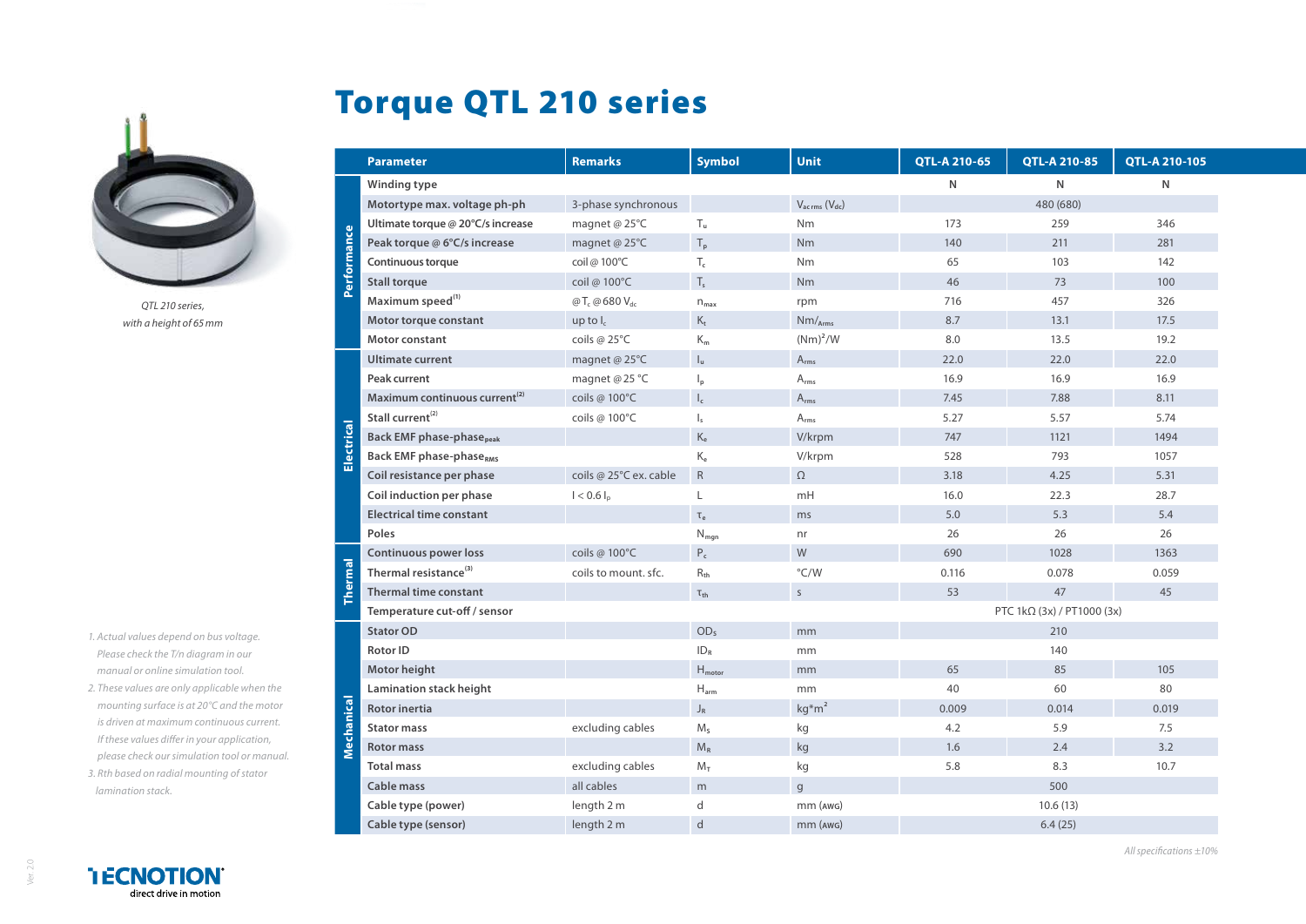# Torque QTL 210 series

*QTL 210 series, with a height of 65 mm*

| | Parameter | Remarks | Symbol | Unit | QTL-A 210-65 | QTL-A 210-85 | QTL-A 210-105 |
|---|---|---|---|---|---|---|---|
| Performance | Winding type | | | | N | N | N |
| | Motortype max. voltage ph-ph | 3-phase synchronous | | $V_{ac\,rms}$ ($V_{dc}$) | 480 (680) | | |
| | Ultimate torque @ 20°C/s increase | magnet @ 25°C | $T_u$ | Nm | 173 | 259 | 346 |
| | Peak torque @ 6°C/s increase | magnet @ 25°C | $T_p$ | Nm | 140 | 211 | 281 |
| | Continuous torque | coil @ 100°C | $T_c$ | Nm | 65 | 103 | 142 |
| | Stall torque | coil @ 100°C | $T_s$ | Nm | 46 | 73 | 100 |
| | Maximum speed[1] | @ $T_c$ @ 680 $V_{dc}$ | $n_{max}$ | rpm | 716 | 457 | 326 |
| | Motor torque constant | up to $I_c$ | $K_t$ | Nm/$_{Arms}$ | 8.7 | 13.1 | 17.5 |
| | Motor constant | coils @ 25°C | $K_m$ | $(Nm)^2/W$ | 8.0 | 13.5 | 19.2 |
| Electrical | Ultimate current | magnet @ 25°C | $I_u$ | $A_{rms}$ | 22.0 | 22.0 | 22.0 |
| | Peak current | magnet @ 25 °C | $I_p$ | $A_{rms}$ | 16.9 | 16.9 | 16.9 |
| | Maximum continuous current[2] | coils @ 100°C | $I_c$ | $A_{rms}$ | 7.45 | 7.88 | 8.11 |
| | Stall current[2] | coils @ 100°C | $I_s$ | $A_{rms}$ | 5.27 | 5.57 | 5.74 |
| | Back EMF phase-phase$_{peak}$ | | $K_e$ | V/krpm | 747 | 1121 | 1494 |
| | Back EMF phase-phase$_{RMS}$ | | $K_e$ | V/krpm | 528 | 793 | 1057 |
| | Coil resistance per phase | coils @ 25°C ex. cable | R | Ω | 3.18 | 4.25 | 5.31 |
| | Coil induction per phase | $I < 0.6\,I_p$ | L | mH | 16.0 | 22.3 | 28.7 |
| | Electrical time constant | | $\tau_e$ | ms | 5.0 | 5.3 | 5.4 |
| | Poles | | $N_{mgn}$ | nr | 26 | 26 | 26 |
| Thermal | Continuous power loss | coils @ 100°C | $P_c$ | W | 690 | 1028 | 1363 |
| | Thermal resistance[3] | coils to mount. sfc. | $R_{th}$ | °C/W | 0.116 | 0.078 | 0.059 |
| | Thermal time constant | | $\tau_{th}$ | s | 53 | 47 | 45 |
| | Temperature cut-off / sensor | | | | PTC 1kΩ (3x) / PT1000 (3x) | | |
| Mechanical | Stator OD | | $OD_S$ | mm | 210 | | |
| | Rotor ID | | $ID_R$ | mm | 140 | | |
| | Motor height | | $H_{motor}$ | mm | 65 | 85 | 105 |
| | Lamination stack height | | $H_{arm}$ | mm | 40 | 60 | 80 |
| | Rotor inertia | | $J_R$ | $kg{*}m^2$ | 0.009 | 0.014 | 0.019 |
| | Stator mass | excluding cables | $M_S$ | kg | 4.2 | 5.9 | 7.5 |
| | Rotor mass | | $M_R$ | kg | 1.6 | 2.4 | 3.2 |
| | Total mass | excluding cables | $M_T$ | kg | 5.8 | 8.3 | 10.7 |
| | Cable mass | all cables | m | g | 500 | | |
| | Cable type (power) | length 2 m | d | mm (AWG) | 10.6 (13) | | |
| | Cable type (sensor) | length 2 m | d | mm (AWG) | 6.4 (25) | | |

1. Actual values depend on bus voltage. Please check the T/n diagram in our manual or online simulation tool.
2. These values are only applicable when the mounting surface is at 20°C and the motor is driven at maximum continuous current. If these values differ in your application, please check our simulation tool or manual.
3. Rth based on radial mounting of stator lamination stack.

*All specifications ±10%*

Ver. 2.0

TECNOTION direct drive in motion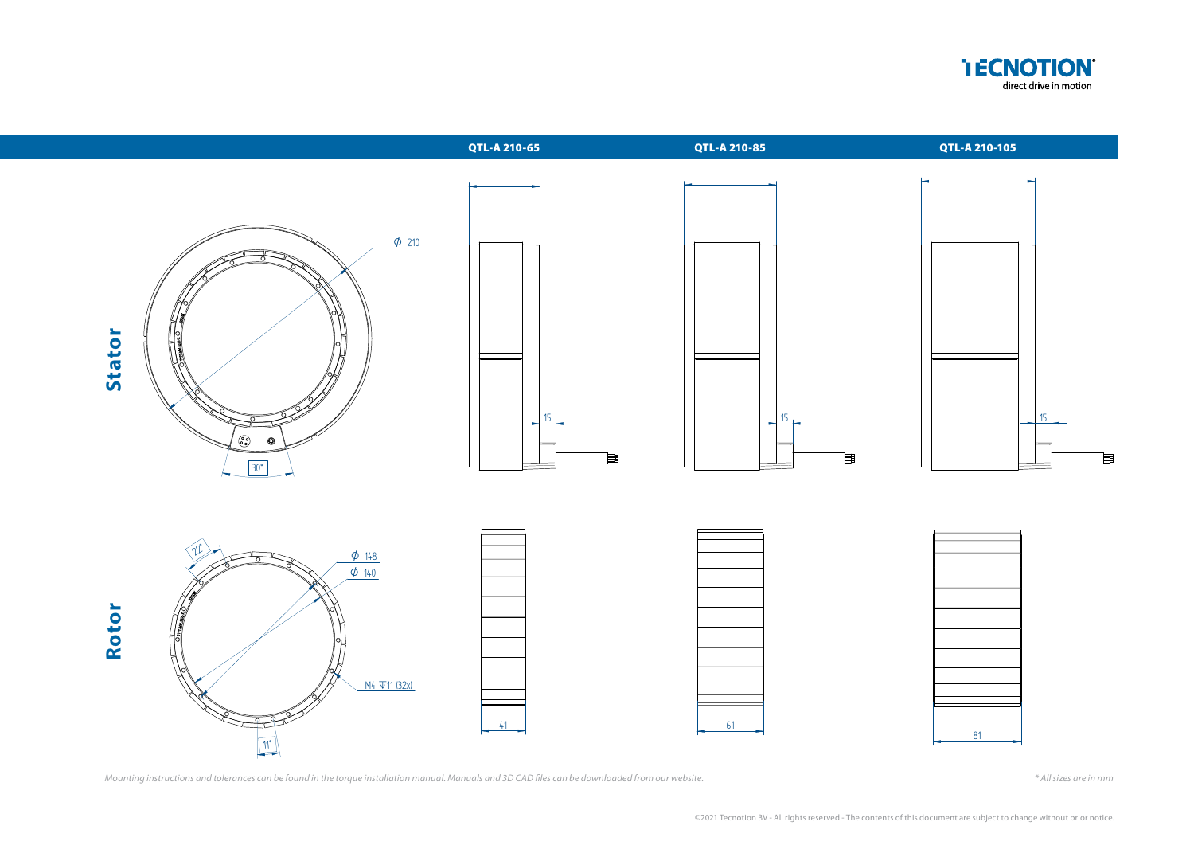QTL-A 210-65 | QTL-A 210-85 | QTL-A 210-105

**Stator**

Ø 210

30°

15

15

15

**Rotor**

22°

Ø 148

Ø 140

M4 ↧11 (32x)

11°

41

61

81

*Mounting instructions and tolerances can be found in the torque installation manual. Manuals and 3D CAD files can be downloaded from our website.*

*\* All sizes are in mm*

©2021 Tecnotion BV - All rights reserved - The contents of this document are subject to change without prior notice.